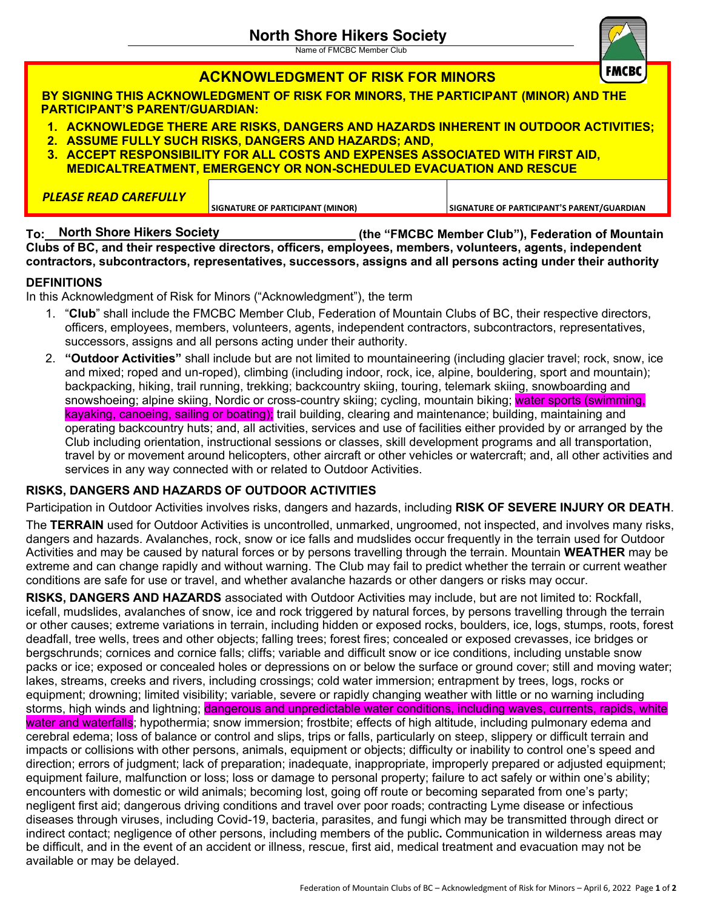# North Shore Hikers Society

Name of FMCBC Member Club

FMCBC

## ACKNOWLEDGMENT OF RISK FOR MINORS

**BY SIGNING THIS ACKNOWLEDGMENT OF RISK FOR MINORS, THE PARTICIPANT (MINOR) AND THE PARTICIPANT'S PARENT/GUARDIAN:**

1. **ACKNOWLEDGE THERE ARE RISKS, DANGERS AND HAZARDS INHERENT IN OUTDOOR ACTIVITIES;**
2. **ASSUME FULLY SUCH RISKS, DANGERS AND HAZARDS; AND,**
3. **ACCEPT RESPONSIBILITY FOR ALL COSTS AND EXPENSES ASSOCIATED WITH FIRST AID, MEDICALTREATMENT, EMERGENCY OR NON-SCHEDULED EVACUATION AND RESCUE**

| ***PLEASE READ CAREFULLY*** | **SIGNATURE OF PARTICIPANT (MINOR)** | **SIGNATURE OF PARTICIPANT'S PARENT/GUARDIAN** |
|---|---|---|

**To: North Shore Hikers Society (the "FMCBC Member Club"), Federation of Mountain Clubs of BC, and their respective directors, officers, employees, members, volunteers, agents, independent contractors, subcontractors, representatives, successors, assigns and all persons acting under their authority**

### DEFINITIONS

In this Acknowledgment of Risk for Minors ("Acknowledgment"), the term

1. "**Club**" shall include the FMCBC Member Club, Federation of Mountain Clubs of BC, their respective directors, officers, employees, members, volunteers, agents, independent contractors, subcontractors, representatives, successors, assigns and all persons acting under their authority.
2. **"Outdoor Activities"** shall include but are not limited to mountaineering (including glacier travel; rock, snow, ice and mixed; roped and un-roped), climbing (including indoor, rock, ice, alpine, bouldering, sport and mountain); backpacking, hiking, trail running, trekking; backcountry skiing, touring, telemark skiing, snowboarding and snowshoeing; alpine skiing, Nordic or cross-country skiing; cycling, mountain biking; water sports (swimming, kayaking, canoeing, sailing or boating); trail building, clearing and maintenance; building, maintaining and operating backcountry huts; and, all activities, services and use of facilities either provided by or arranged by the Club including orientation, instructional sessions or classes, skill development programs and all transportation, travel by or movement around helicopters, other aircraft or other vehicles or watercraft; and, all other activities and services in any way connected with or related to Outdoor Activities.

### RISKS, DANGERS AND HAZARDS OF OUTDOOR ACTIVITIES

Participation in Outdoor Activities involves risks, dangers and hazards, including **RISK OF SEVERE INJURY OR DEATH**.

The **TERRAIN** used for Outdoor Activities is uncontrolled, unmarked, ungroomed, not inspected, and involves many risks, dangers and hazards. Avalanches, rock, snow or ice falls and mudslides occur frequently in the terrain used for Outdoor Activities and may be caused by natural forces or by persons travelling through the terrain. Mountain **WEATHER** may be extreme and can change rapidly and without warning. The Club may fail to predict whether the terrain or current weather conditions are safe for use or travel, and whether avalanche hazards or other dangers or risks may occur.

**RISKS, DANGERS AND HAZARDS** associated with Outdoor Activities may include, but are not limited to: Rockfall, icefall, mudslides, avalanches of snow, ice and rock triggered by natural forces, by persons travelling through the terrain or other causes; extreme variations in terrain, including hidden or exposed rocks, boulders, ice, logs, stumps, roots, forest deadfall, tree wells, trees and other objects; falling trees; forest fires; concealed or exposed crevasses, ice bridges or bergschrunds; cornices and cornice falls; cliffs; variable and difficult snow or ice conditions, including unstable snow packs or ice; exposed or concealed holes or depressions on or below the surface or ground cover; still and moving water; lakes, streams, creeks and rivers, including crossings; cold water immersion; entrapment by trees, logs, rocks or equipment; drowning; limited visibility; variable, severe or rapidly changing weather with little or no warning including storms, high winds and lightning; dangerous and unpredictable water conditions, including waves, currents, rapids, white water and waterfalls; hypothermia; snow immersion; frostbite; effects of high altitude, including pulmonary edema and cerebral edema; loss of balance or control and slips, trips or falls, particularly on steep, slippery or difficult terrain and impacts or collisions with other persons, animals, equipment or objects; difficulty or inability to control one's speed and direction; errors of judgment; lack of preparation; inadequate, inappropriate, improperly prepared or adjusted equipment; equipment failure, malfunction or loss; loss or damage to personal property; failure to act safely or within one's ability; encounters with domestic or wild animals; becoming lost, going off route or becoming separated from one's party; negligent first aid; dangerous driving conditions and travel over poor roads; contracting Lyme disease or infectious diseases through viruses, including Covid-19, bacteria, parasites, and fungi which may be transmitted through direct or indirect contact; negligence of other persons, including members of the public**.** Communication in wilderness areas may be difficult, and in the event of an accident or illness, rescue, first aid, medical treatment and evacuation may not be available or may be delayed.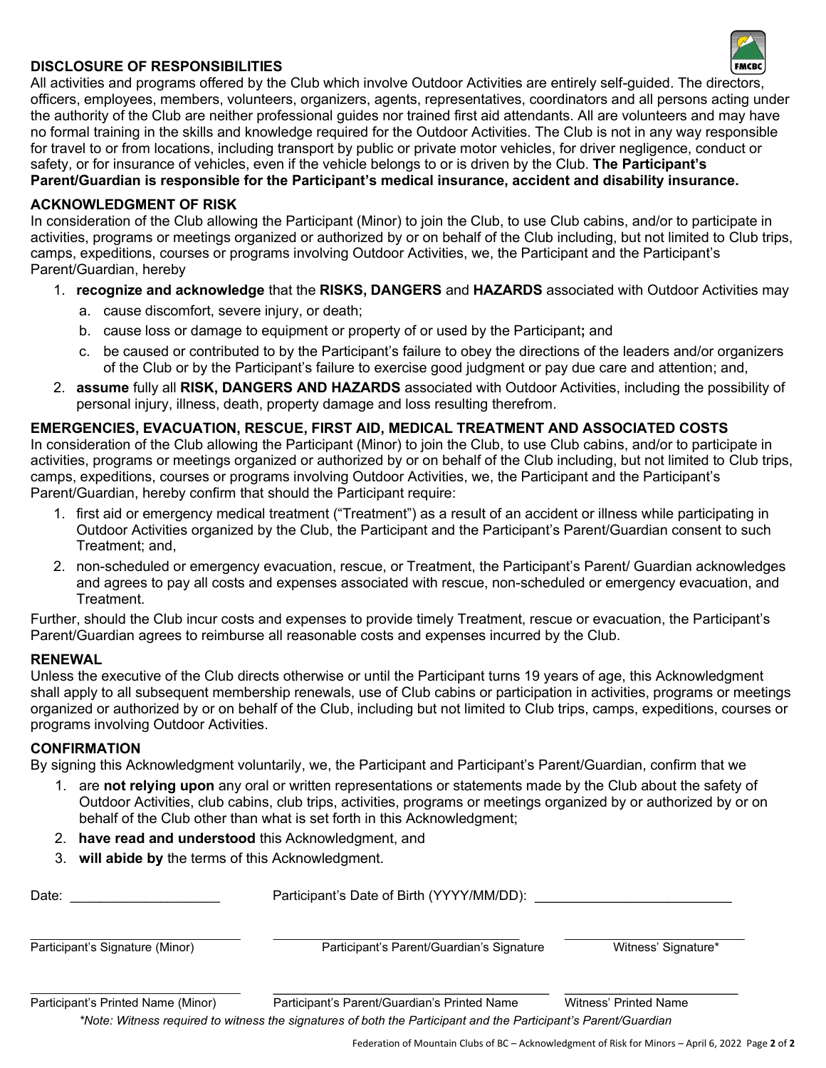## DISCLOSURE OF RESPONSIBILITIES

All activities and programs offered by the Club which involve Outdoor Activities are entirely self-guided. The directors, officers, employees, members, volunteers, organizers, agents, representatives, coordinators and all persons acting under the authority of the Club are neither professional guides nor trained first aid attendants. All are volunteers and may have no formal training in the skills and knowledge required for the Outdoor Activities. The Club is not in any way responsible for travel to or from locations, including transport by public or private motor vehicles, for driver negligence, conduct or safety, or for insurance of vehicles, even if the vehicle belongs to or is driven by the Club. **The Participant's Parent/Guardian is responsible for the Participant's medical insurance, accident and disability insurance.**

## ACKNOWLEDGMENT OF RISK

In consideration of the Club allowing the Participant (Minor) to join the Club, to use Club cabins, and/or to participate in activities, programs or meetings organized or authorized by or on behalf of the Club including, but not limited to Club trips, camps, expeditions, courses or programs involving Outdoor Activities, we, the Participant and the Participant's Parent/Guardian, hereby

1. **recognize and acknowledge** that the **RISKS, DANGERS** and **HAZARDS** associated with Outdoor Activities may
   a. cause discomfort, severe injury, or death;
   b. cause loss or damage to equipment or property of or used by the Participant**;** and
   c. be caused or contributed to by the Participant's failure to obey the directions of the leaders and/or organizers of the Club or by the Participant's failure to exercise good judgment or pay due care and attention; and,
2. **assume** fully all **RISK, DANGERS AND HAZARDS** associated with Outdoor Activities, including the possibility of personal injury, illness, death, property damage and loss resulting therefrom.

## EMERGENCIES, EVACUATION, RESCUE, FIRST AID, MEDICAL TREATMENT AND ASSOCIATED COSTS

In consideration of the Club allowing the Participant (Minor) to join the Club, to use Club cabins, and/or to participate in activities, programs or meetings organized or authorized by or on behalf of the Club including, but not limited to Club trips, camps, expeditions, courses or programs involving Outdoor Activities, we, the Participant and the Participant's Parent/Guardian, hereby confirm that should the Participant require:

1. first aid or emergency medical treatment ("Treatment") as a result of an accident or illness while participating in Outdoor Activities organized by the Club, the Participant and the Participant's Parent/Guardian consent to such Treatment; and,
2. non-scheduled or emergency evacuation, rescue, or Treatment, the Participant's Parent/ Guardian acknowledges and agrees to pay all costs and expenses associated with rescue, non-scheduled or emergency evacuation, and Treatment.

Further, should the Club incur costs and expenses to provide timely Treatment, rescue or evacuation, the Participant's Parent/Guardian agrees to reimburse all reasonable costs and expenses incurred by the Club.

## RENEWAL

Unless the executive of the Club directs otherwise or until the Participant turns 19 years of age, this Acknowledgment shall apply to all subsequent membership renewals, use of Club cabins or participation in activities, programs or meetings organized or authorized by or on behalf of the Club, including but not limited to Club trips, camps, expeditions, courses or programs involving Outdoor Activities.

## CONFIRMATION

By signing this Acknowledgment voluntarily, we, the Participant and Participant's Parent/Guardian, confirm that we

1. are **not relying upon** any oral or written representations or statements made by the Club about the safety of Outdoor Activities, club cabins, club trips, activities, programs or meetings organized by or authorized by or on behalf of the Club other than what is set forth in this Acknowledgment;
2. **have read and understood** this Acknowledgment, and
3. **will abide by** the terms of this Acknowledgment.

Date: ____________________ Participant's Date of Birth (YYYY/MM/DD): __________________________

| | | |
|---|---|---|
| ______________________ | ______________________ | ______________________ |
| Participant's Signature (Minor) | Participant's Parent/Guardian's Signature | Witness' Signature* |
| ______________________ | ______________________ | ______________________ |
| Participant's Printed Name (Minor) | Participant's Parent/Guardian's Printed Name | Witness' Printed Name |

*\*Note: Witness required to witness the signatures of both the Participant and the Participant's Parent/Guardian*